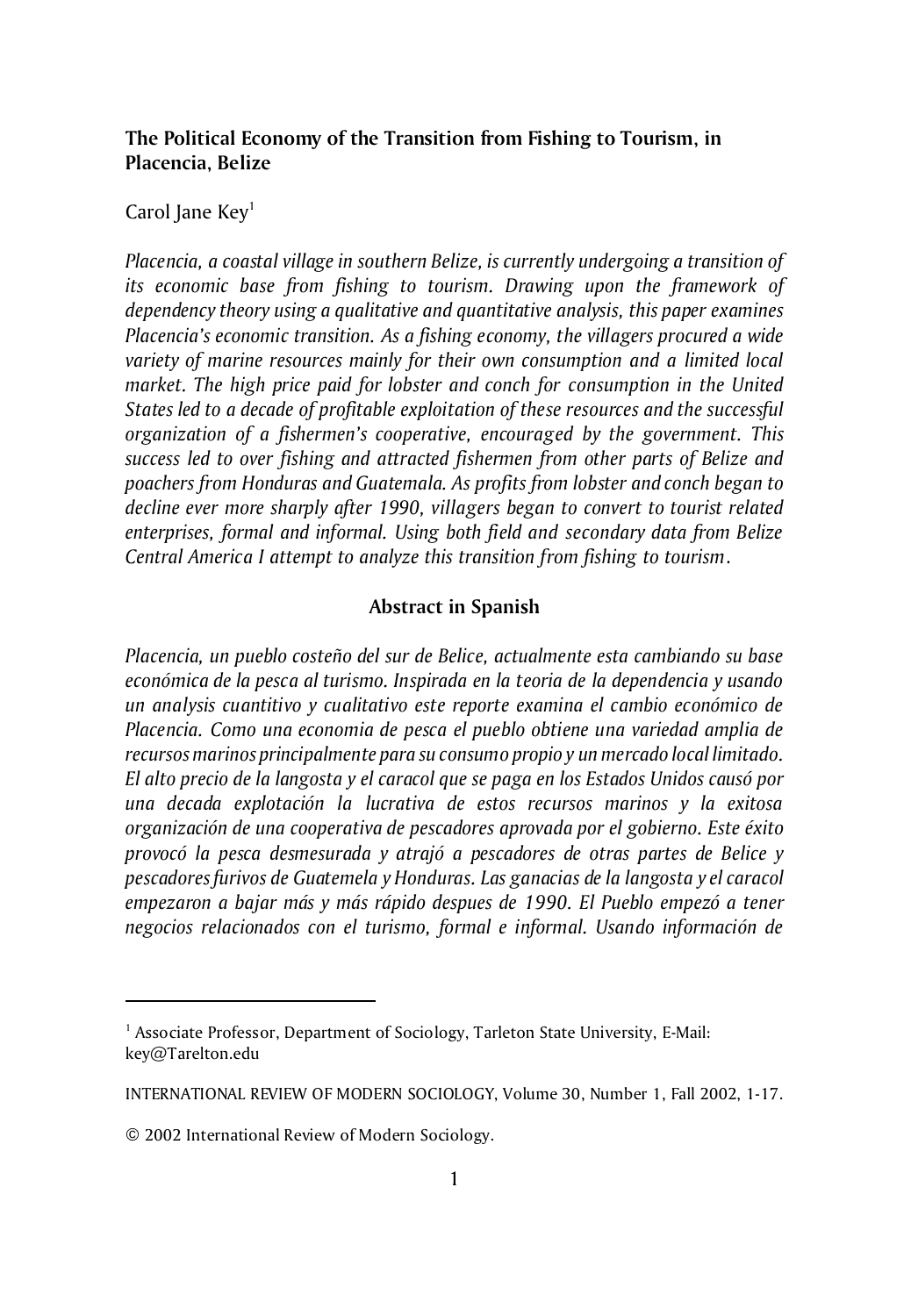# The Political Economy of the Transition from Fishing to Tourism, in Placencia, Belize

Carol Jane Key[1]

*Placencia, a coastal village in southern Belize, is currently undergoing a transition of its economic base from fishing to tourism. Drawing upon the framework of dependency theory using a qualitative and quantitative analysis, this paper examines Placencia's economic transition. As a fishing economy, the villagers procured a wide variety of marine resources mainly for their own consumption and a limited local market. The high price paid for lobster and conch for consumption in the United States led to a decade of profitable exploitation of these resources and the successful organization of a fishermen's cooperative, encouraged by the government. This success led to over fishing and attracted fishermen from other parts of Belize and poachers from Honduras and Guatemala. As profits from lobster and conch began to decline ever more sharply after 1990, villagers began to convert to tourist related enterprises, formal and informal. Using both field and secondary data from Belize Central America I attempt to analyze this transition from fishing to tourism.*

## Abstract in Spanish

*Placencia, un pueblo costeño del sur de Belice, actualmente esta cambiando su base económica de la pesca al turismo. Inspirada en la teoria de la dependencia y usando un analysis cuantitivo y cualitativo este reporte examina el cambio económico de Placencia. Como una economia de pesca el pueblo obtiene una variedad amplia de recursos marinos principalmente para su consumo propio y un mercado local limitado. El alto precio de la langosta y el caracol que se paga en los Estados Unidos causó por una decada explotación la lucrativa de estos recursos marinos y la exitosa organización de una cooperativa de pescadores aprovada por el gobierno. Este éxito provocó la pesca desmesurada y atrajó a pescadores de otras partes de Belice y pescadores furivos de Guatemela y Honduras. Las ganacias de la langosta y el caracol empezaron a bajar más y más rápido despues de 1990. El Pueblo empezó a tener negocios relacionados con el turismo, formal e informal. Usando información de*

---

[1] Associate Professor, Department of Sociology, Tarleton State University, E-Mail: key@Tarelton.edu

INTERNATIONAL REVIEW OF MODERN SOCIOLOGY, Volume 30, Number 1, Fall 2002, 1-17.

© 2002 International Review of Modern Sociology.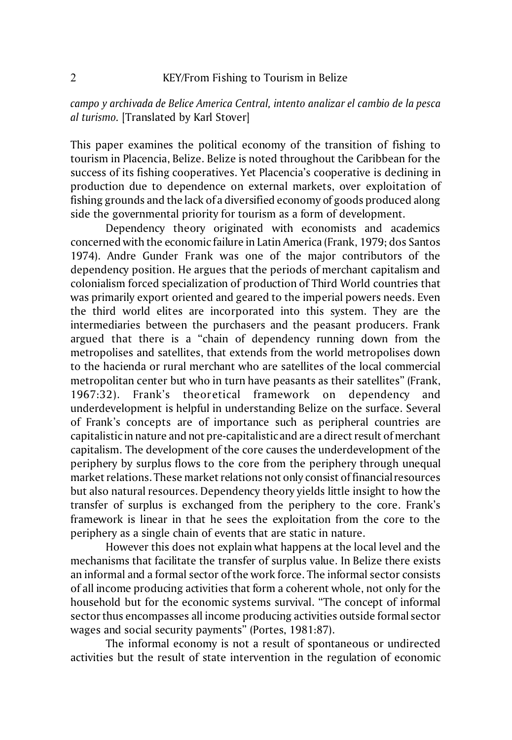*campo y archivada de Belice America Central, intento analizar el cambio de la pesca al turismo.* [Translated by Karl Stover]

This paper examines the political economy of the transition of fishing to tourism in Placencia, Belize. Belize is noted throughout the Caribbean for the success of its fishing cooperatives. Yet Placencia's cooperative is declining in production due to dependence on external markets, over exploitation of fishing grounds and the lack of a diversified economy of goods produced along side the governmental priority for tourism as a form of development.

Dependency theory originated with economists and academics concerned with the economic failure in Latin America (Frank, 1979; dos Santos 1974). Andre Gunder Frank was one of the major contributors of the dependency position. He argues that the periods of merchant capitalism and colonialism forced specialization of production of Third World countries that was primarily export oriented and geared to the imperial powers needs. Even the third world elites are incorporated into this system. They are the intermediaries between the purchasers and the peasant producers. Frank argued that there is a "chain of dependency running down from the metropolises and satellites, that extends from the world metropolises down to the hacienda or rural merchant who are satellites of the local commercial metropolitan center but who in turn have peasants as their satellites" (Frank, 1967:32). Frank's theoretical framework on dependency and underdevelopment is helpful in understanding Belize on the surface. Several of Frank's concepts are of importance such as peripheral countries are capitalistic in nature and not pre-capitalistic and are a direct result of merchant capitalism. The development of the core causes the underdevelopment of the periphery by surplus flows to the core from the periphery through unequal market relations. These market relations not only consist of financial resources but also natural resources. Dependency theory yields little insight to how the transfer of surplus is exchanged from the periphery to the core. Frank's framework is linear in that he sees the exploitation from the core to the periphery as a single chain of events that are static in nature.

However this does not explain what happens at the local level and the mechanisms that facilitate the transfer of surplus value. In Belize there exists an informal and a formal sector of the work force. The informal sector consists of all income producing activities that form a coherent whole, not only for the household but for the economic systems survival. "The concept of informal sector thus encompasses all income producing activities outside formal sector wages and social security payments" (Portes, 1981:87).

The informal economy is not a result of spontaneous or undirected activities but the result of state intervention in the regulation of economic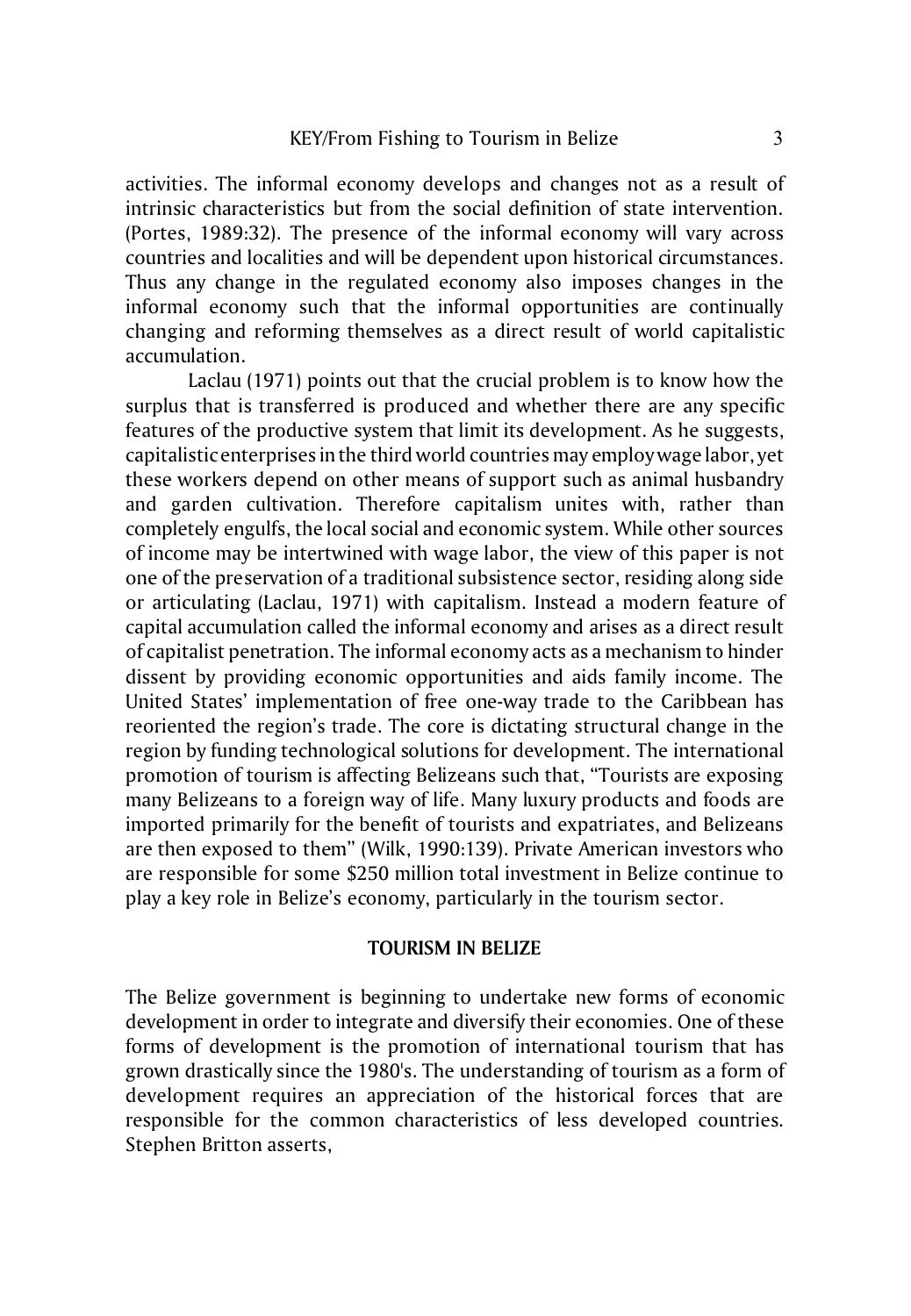activities. The informal economy develops and changes not as a result of intrinsic characteristics but from the social definition of state intervention. (Portes, 1989:32). The presence of the informal economy will vary across countries and localities and will be dependent upon historical circumstances. Thus any change in the regulated economy also imposes changes in the informal economy such that the informal opportunities are continually changing and reforming themselves as a direct result of world capitalistic accumulation.

Laclau (1971) points out that the crucial problem is to know how the surplus that is transferred is produced and whether there are any specific features of the productive system that limit its development. As he suggests, capitalistic enterprises in the third world countries may employ wage labor, yet these workers depend on other means of support such as animal husbandry and garden cultivation. Therefore capitalism unites with, rather than completely engulfs, the local social and economic system. While other sources of income may be intertwined with wage labor, the view of this paper is not one of the preservation of a traditional subsistence sector, residing along side or articulating (Laclau, 1971) with capitalism. Instead a modern feature of capital accumulation called the informal economy and arises as a direct result of capitalist penetration. The informal economy acts as a mechanism to hinder dissent by providing economic opportunities and aids family income. The United States' implementation of free one-way trade to the Caribbean has reoriented the region's trade. The core is dictating structural change in the region by funding technological solutions for development. The international promotion of tourism is affecting Belizeans such that, "Tourists are exposing many Belizeans to a foreign way of life. Many luxury products and foods are imported primarily for the benefit of tourists and expatriates, and Belizeans are then exposed to them" (Wilk, 1990:139). Private American investors who are responsible for some $250 million total investment in Belize continue to play a key role in Belize's economy, particularly in the tourism sector.

## TOURISM IN BELIZE

The Belize government is beginning to undertake new forms of economic development in order to integrate and diversify their economies. One of these forms of development is the promotion of international tourism that has grown drastically since the 1980's. The understanding of tourism as a form of development requires an appreciation of the historical forces that are responsible for the common characteristics of less developed countries. Stephen Britton asserts,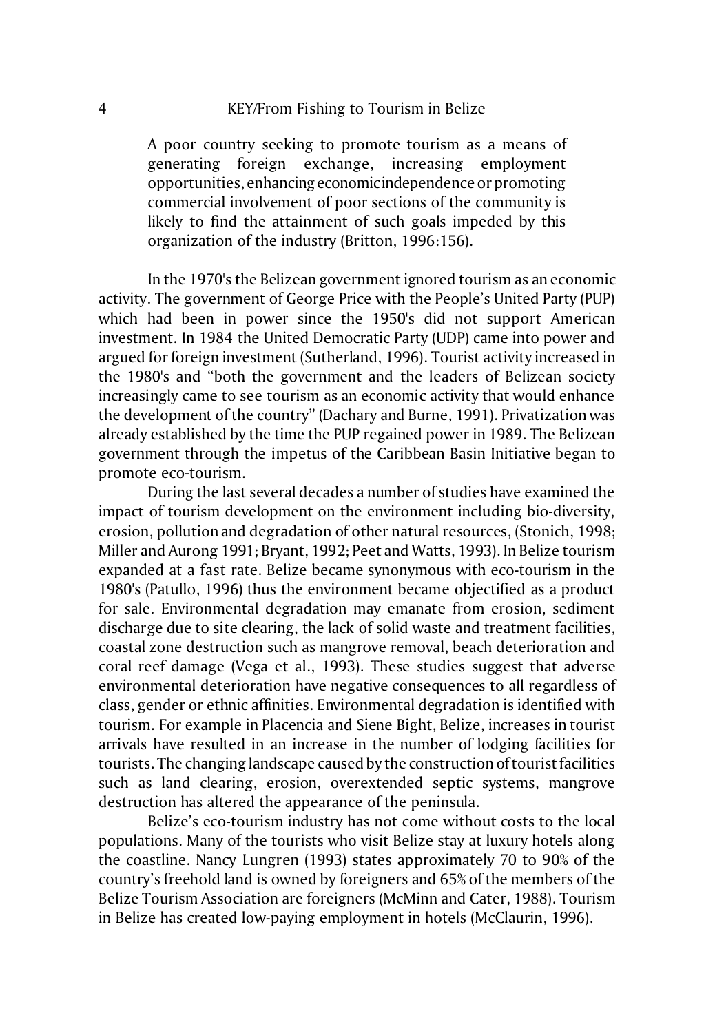> A poor country seeking to promote tourism as a means of generating foreign exchange, increasing employment opportunities, enhancing economic independence or promoting commercial involvement of poor sections of the community is likely to find the attainment of such goals impeded by this organization of the industry (Britton, 1996:156).

In the 1970's the Belizean government ignored tourism as an economic activity. The government of George Price with the People's United Party (PUP) which had been in power since the 1950's did not support American investment. In 1984 the United Democratic Party (UDP) came into power and argued for foreign investment (Sutherland, 1996). Tourist activity increased in the 1980's and "both the government and the leaders of Belizean society increasingly came to see tourism as an economic activity that would enhance the development of the country" (Dachary and Burne, 1991). Privatization was already established by the time the PUP regained power in 1989. The Belizean government through the impetus of the Caribbean Basin Initiative began to promote eco-tourism.

During the last several decades a number of studies have examined the impact of tourism development on the environment including bio-diversity, erosion, pollution and degradation of other natural resources, (Stonich, 1998; Miller and Aurong 1991; Bryant, 1992; Peet and Watts, 1993). In Belize tourism expanded at a fast rate. Belize became synonymous with eco-tourism in the 1980's (Patullo, 1996) thus the environment became objectified as a product for sale. Environmental degradation may emanate from erosion, sediment discharge due to site clearing, the lack of solid waste and treatment facilities, coastal zone destruction such as mangrove removal, beach deterioration and coral reef damage (Vega et al., 1993). These studies suggest that adverse environmental deterioration have negative consequences to all regardless of class, gender or ethnic affinities. Environmental degradation is identified with tourism. For example in Placencia and Siene Bight, Belize, increases in tourist arrivals have resulted in an increase in the number of lodging facilities for tourists. The changing landscape caused by the construction of tourist facilities such as land clearing, erosion, overextended septic systems, mangrove destruction has altered the appearance of the peninsula.

Belize's eco-tourism industry has not come without costs to the local populations. Many of the tourists who visit Belize stay at luxury hotels along the coastline. Nancy Lungren (1993) states approximately 70 to 90% of the country's freehold land is owned by foreigners and 65% of the members of the Belize Tourism Association are foreigners (McMinn and Cater, 1988). Tourism in Belize has created low-paying employment in hotels (McClaurin, 1996).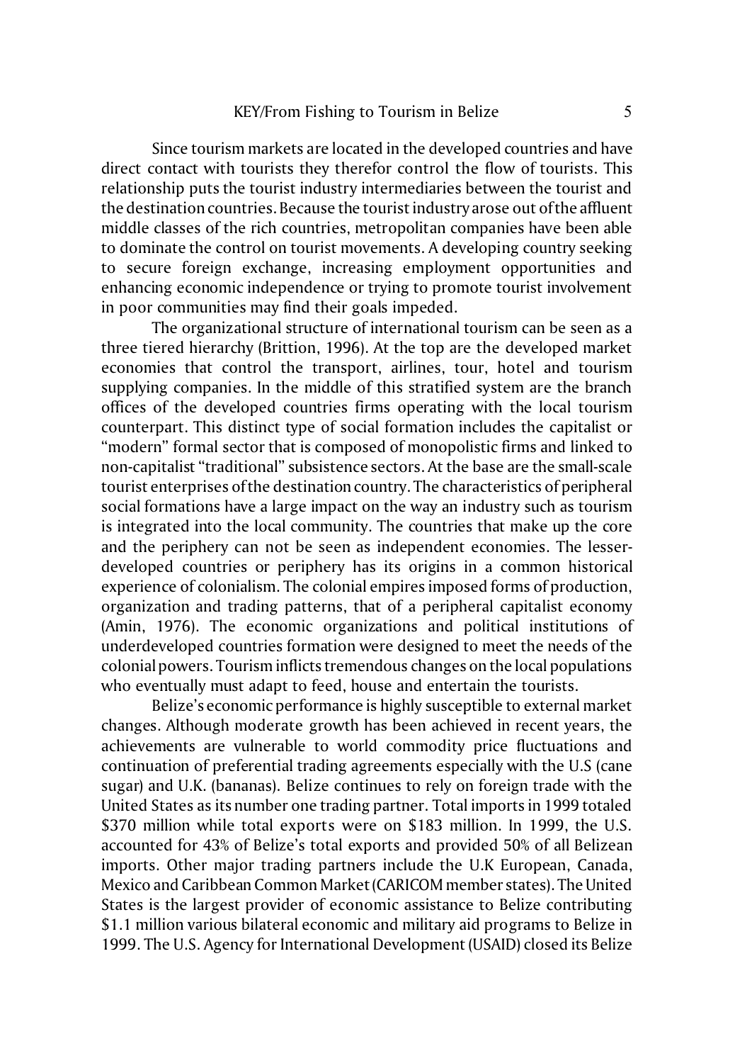Since tourism markets are located in the developed countries and have direct contact with tourists they therefor control the flow of tourists. This relationship puts the tourist industry intermediaries between the tourist and the destination countries. Because the tourist industry arose out of the affluent middle classes of the rich countries, metropolitan companies have been able to dominate the control on tourist movements. A developing country seeking to secure foreign exchange, increasing employment opportunities and enhancing economic independence or trying to promote tourist involvement in poor communities may find their goals impeded.

The organizational structure of international tourism can be seen as a three tiered hierarchy (Brittion, 1996). At the top are the developed market economies that control the transport, airlines, tour, hotel and tourism supplying companies. In the middle of this stratified system are the branch offices of the developed countries firms operating with the local tourism counterpart. This distinct type of social formation includes the capitalist or "modern" formal sector that is composed of monopolistic firms and linked to non-capitalist "traditional" subsistence sectors. At the base are the small-scale tourist enterprises of the destination country. The characteristics of peripheral social formations have a large impact on the way an industry such as tourism is integrated into the local community. The countries that make up the core and the periphery can not be seen as independent economies. The lesser-developed countries or periphery has its origins in a common historical experience of colonialism. The colonial empires imposed forms of production, organization and trading patterns, that of a peripheral capitalist economy (Amin, 1976). The economic organizations and political institutions of underdeveloped countries formation were designed to meet the needs of the colonial powers. Tourism inflicts tremendous changes on the local populations who eventually must adapt to feed, house and entertain the tourists.

Belize's economic performance is highly susceptible to external market changes. Although moderate growth has been achieved in recent years, the achievements are vulnerable to world commodity price fluctuations and continuation of preferential trading agreements especially with the U.S (cane sugar) and U.K. (bananas). Belize continues to rely on foreign trade with the United States as its number one trading partner. Total imports in 1999 totaled $370 million while total exports were on $183 million. In 1999, the U.S. accounted for 43% of Belize's total exports and provided 50% of all Belizean imports. Other major trading partners include the U.K European, Canada, Mexico and Caribbean Common Market (CARICOM member states). The United States is the largest provider of economic assistance to Belize contributing $1.1 million various bilateral economic and military aid programs to Belize in 1999. The U.S. Agency for International Development (USAID) closed its Belize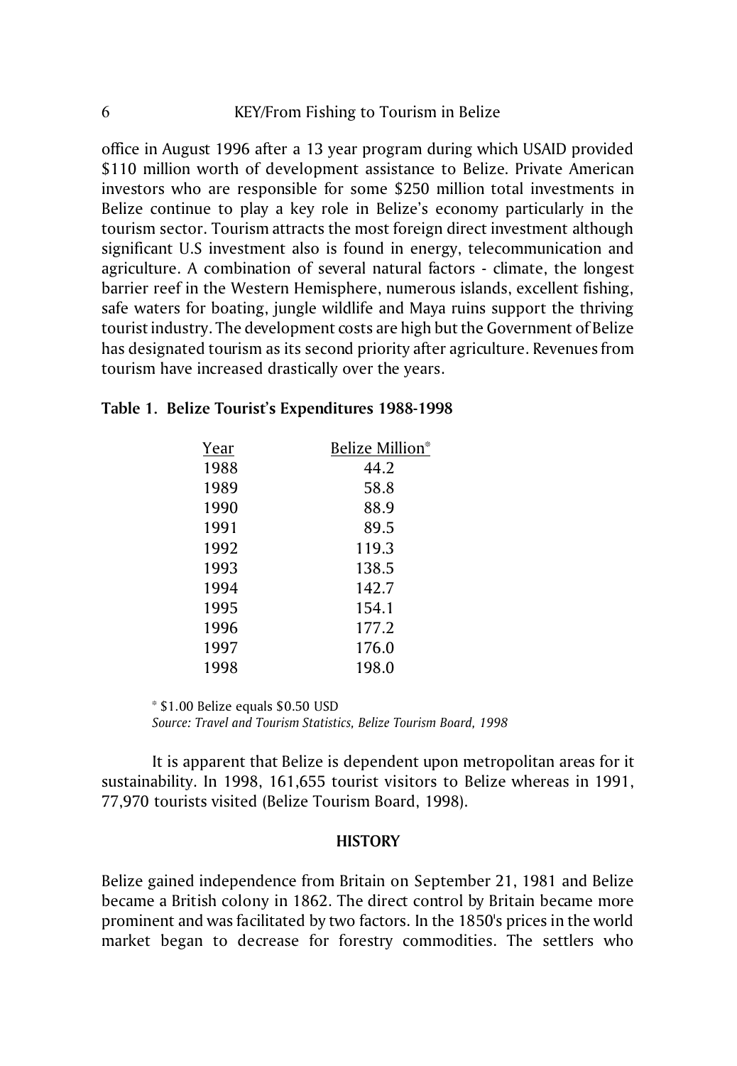office in August 1996 after a 13 year program during which USAID provided $110 million worth of development assistance to Belize. Private American investors who are responsible for some $250 million total investments in Belize continue to play a key role in Belize's economy particularly in the tourism sector. Tourism attracts the most foreign direct investment although significant U.S investment also is found in energy, telecommunication and agriculture. A combination of several natural factors - climate, the longest barrier reef in the Western Hemisphere, numerous islands, excellent fishing, safe waters for boating, jungle wildlife and Maya ruins support the thriving tourist industry. The development costs are high but the Government of Belize has designated tourism as its second priority after agriculture. Revenues from tourism have increased drastically over the years.

**Table 1. Belize Tourist's Expenditures 1988-1998**

| Year | Belize Million* |
|---|---|
| 1988 | 44.2 |
| 1989 | 58.8 |
| 1990 | 88.9 |
| 1991 | 89.5 |
| 1992 | 119.3 |
| 1993 | 138.5 |
| 1994 | 142.7 |
| 1995 | 154.1 |
| 1996 | 177.2 |
| 1997 | 176.0 |
| 1998 | 198.0 |

* $1.00 Belize equals $0.50 USD

*Source: Travel and Tourism Statistics, Belize Tourism Board, 1998*

It is apparent that Belize is dependent upon metropolitan areas for it sustainability. In 1998, 161,655 tourist visitors to Belize whereas in 1991, 77,970 tourists visited (Belize Tourism Board, 1998).

## HISTORY

Belize gained independence from Britain on September 21, 1981 and Belize became a British colony in 1862. The direct control by Britain became more prominent and was facilitated by two factors. In the 1850's prices in the world market began to decrease for forestry commodities. The settlers who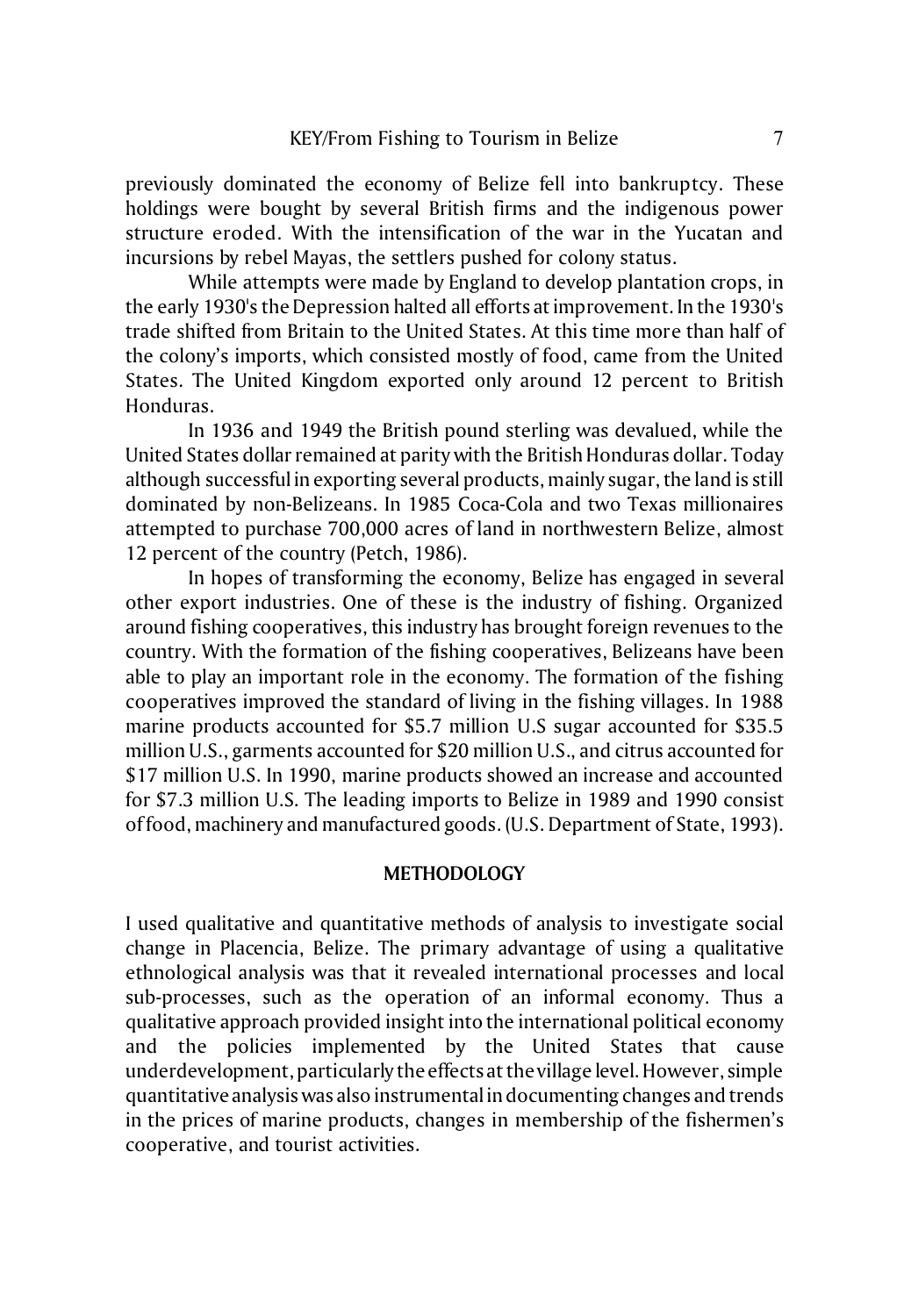previously dominated the economy of Belize fell into bankruptcy. These holdings were bought by several British firms and the indigenous power structure eroded. With the intensification of the war in the Yucatan and incursions by rebel Mayas, the settlers pushed for colony status.

While attempts were made by England to develop plantation crops, in the early 1930's the Depression halted all efforts at improvement. In the 1930's trade shifted from Britain to the United States. At this time more than half of the colony's imports, which consisted mostly of food, came from the United States. The United Kingdom exported only around 12 percent to British Honduras.

In 1936 and 1949 the British pound sterling was devalued, while the United States dollar remained at parity with the British Honduras dollar. Today although successful in exporting several products, mainly sugar, the land is still dominated by non-Belizeans. In 1985 Coca-Cola and two Texas millionaires attempted to purchase 700,000 acres of land in northwestern Belize, almost 12 percent of the country (Petch, 1986).

In hopes of transforming the economy, Belize has engaged in several other export industries. One of these is the industry of fishing. Organized around fishing cooperatives, this industry has brought foreign revenues to the country. With the formation of the fishing cooperatives, Belizeans have been able to play an important role in the economy. The formation of the fishing cooperatives improved the standard of living in the fishing villages. In 1988 marine products accounted for $5.7 million U.S sugar accounted for $35.5 million U.S., garments accounted for $20 million U.S., and citrus accounted for $17 million U.S. In 1990, marine products showed an increase and accounted for $7.3 million U.S. The leading imports to Belize in 1989 and 1990 consist of food, machinery and manufactured goods. (U.S. Department of State, 1993).

## METHODOLOGY

I used qualitative and quantitative methods of analysis to investigate social change in Placencia, Belize. The primary advantage of using a qualitative ethnological analysis was that it revealed international processes and local sub-processes, such as the operation of an informal economy. Thus a qualitative approach provided insight into the international political economy and the policies implemented by the United States that cause underdevelopment, particularly the effects at the village level. However, simple quantitative analysis was also instrumental in documenting changes and trends in the prices of marine products, changes in membership of the fishermen's cooperative, and tourist activities.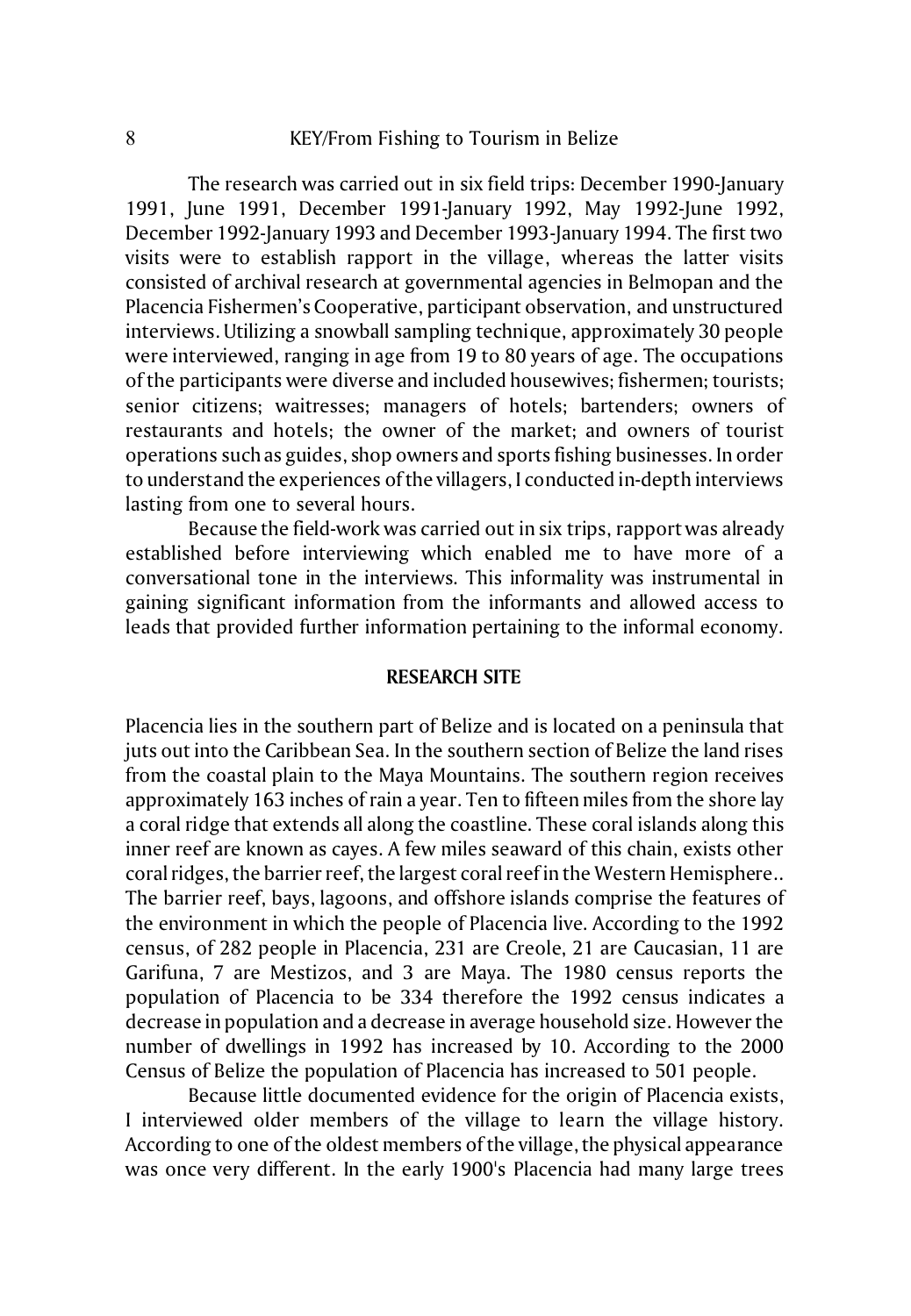The research was carried out in six field trips: December 1990-January 1991, June 1991, December 1991-January 1992, May 1992-June 1992, December 1992-January 1993 and December 1993-January 1994. The first two visits were to establish rapport in the village, whereas the latter visits consisted of archival research at governmental agencies in Belmopan and the Placencia Fishermen's Cooperative, participant observation, and unstructured interviews. Utilizing a snowball sampling technique, approximately 30 people were interviewed, ranging in age from 19 to 80 years of age. The occupations of the participants were diverse and included housewives; fishermen; tourists; senior citizens; waitresses; managers of hotels; bartenders; owners of restaurants and hotels; the owner of the market; and owners of tourist operations such as guides, shop owners and sports fishing businesses. In order to understand the experiences of the villagers, I conducted in-depth interviews lasting from one to several hours.

Because the field-work was carried out in six trips, rapport was already established before interviewing which enabled me to have more of a conversational tone in the interviews. This informality was instrumental in gaining significant information from the informants and allowed access to leads that provided further information pertaining to the informal economy.

## RESEARCH SITE

Placencia lies in the southern part of Belize and is located on a peninsula that juts out into the Caribbean Sea. In the southern section of Belize the land rises from the coastal plain to the Maya Mountains. The southern region receives approximately 163 inches of rain a year. Ten to fifteen miles from the shore lay a coral ridge that extends all along the coastline. These coral islands along this inner reef are known as cayes. A few miles seaward of this chain, exists other coral ridges, the barrier reef, the largest coral reef in the Western Hemisphere.. The barrier reef, bays, lagoons, and offshore islands comprise the features of the environment in which the people of Placencia live. According to the 1992 census, of 282 people in Placencia, 231 are Creole, 21 are Caucasian, 11 are Garifuna, 7 are Mestizos, and 3 are Maya. The 1980 census reports the population of Placencia to be 334 therefore the 1992 census indicates a decrease in population and a decrease in average household size. However the number of dwellings in 1992 has increased by 10. According to the 2000 Census of Belize the population of Placencia has increased to 501 people.

Because little documented evidence for the origin of Placencia exists, I interviewed older members of the village to learn the village history. According to one of the oldest members of the village, the physical appearance was once very different. In the early 1900's Placencia had many large trees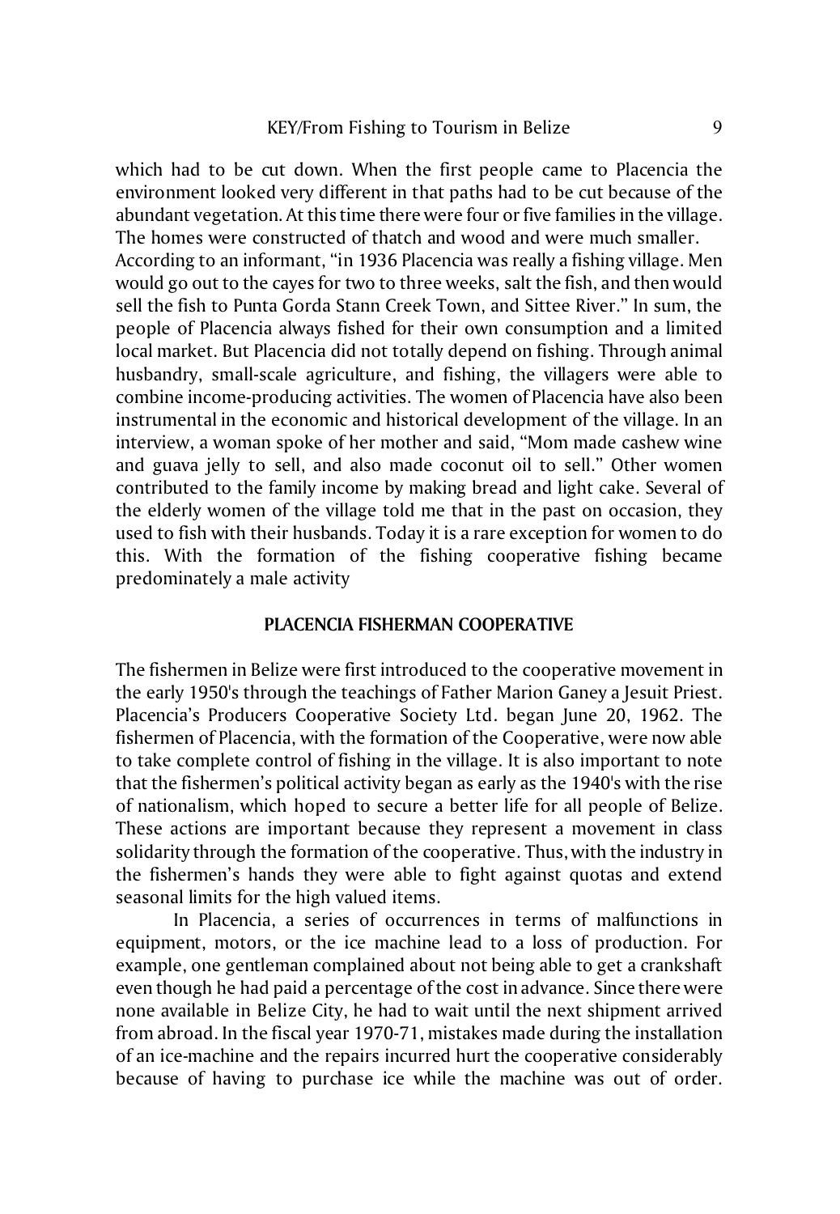which had to be cut down. When the first people came to Placencia the environment looked very different in that paths had to be cut because of the abundant vegetation. At this time there were four or five families in the village. The homes were constructed of thatch and wood and were much smaller.

According to an informant, "in 1936 Placencia was really a fishing village. Men would go out to the cayes for two to three weeks, salt the fish, and then would sell the fish to Punta Gorda Stann Creek Town, and Sittee River." In sum, the people of Placencia always fished for their own consumption and a limited local market. But Placencia did not totally depend on fishing. Through animal husbandry, small-scale agriculture, and fishing, the villagers were able to combine income-producing activities. The women of Placencia have also been instrumental in the economic and historical development of the village. In an interview, a woman spoke of her mother and said, "Mom made cashew wine and guava jelly to sell, and also made coconut oil to sell." Other women contributed to the family income by making bread and light cake. Several of the elderly women of the village told me that in the past on occasion, they used to fish with their husbands. Today it is a rare exception for women to do this. With the formation of the fishing cooperative fishing became predominately a male activity

## PLACENCIA FISHERMAN COOPERATIVE

The fishermen in Belize were first introduced to the cooperative movement in the early 1950's through the teachings of Father Marion Ganey a Jesuit Priest. Placencia's Producers Cooperative Society Ltd. began June 20, 1962. The fishermen of Placencia, with the formation of the Cooperative, were now able to take complete control of fishing in the village. It is also important to note that the fishermen's political activity began as early as the 1940's with the rise of nationalism, which hoped to secure a better life for all people of Belize. These actions are important because they represent a movement in class solidarity through the formation of the cooperative. Thus, with the industry in the fishermen's hands they were able to fight against quotas and extend seasonal limits for the high valued items.

In Placencia, a series of occurrences in terms of malfunctions in equipment, motors, or the ice machine lead to a loss of production. For example, one gentleman complained about not being able to get a crankshaft even though he had paid a percentage of the cost in advance. Since there were none available in Belize City, he had to wait until the next shipment arrived from abroad. In the fiscal year 1970-71, mistakes made during the installation of an ice-machine and the repairs incurred hurt the cooperative considerably because of having to purchase ice while the machine was out of order.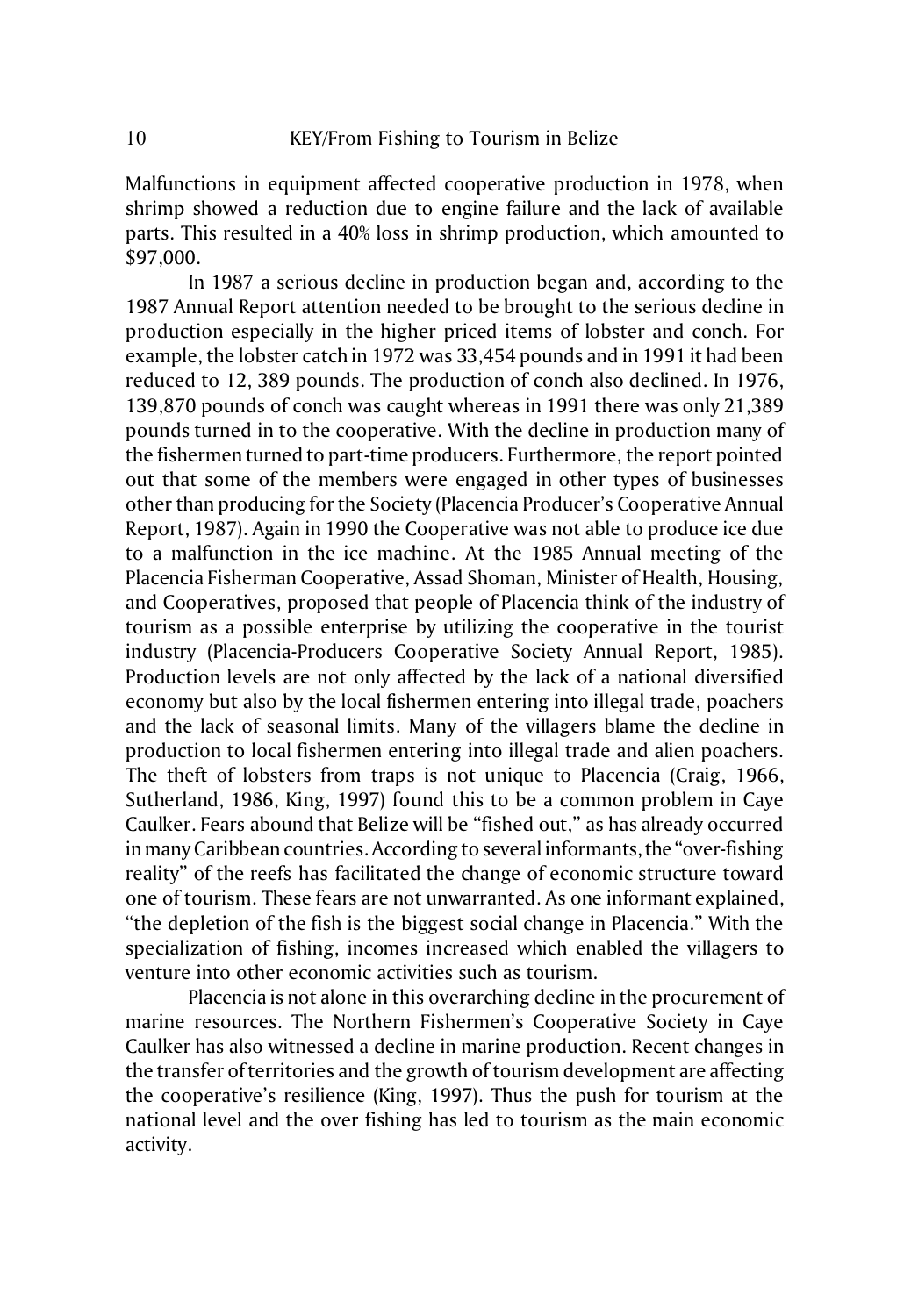Malfunctions in equipment affected cooperative production in 1978, when shrimp showed a reduction due to engine failure and the lack of available parts. This resulted in a 40% loss in shrimp production, which amounted to $97,000.

In 1987 a serious decline in production began and, according to the 1987 Annual Report attention needed to be brought to the serious decline in production especially in the higher priced items of lobster and conch. For example, the lobster catch in 1972 was 33,454 pounds and in 1991 it had been reduced to 12, 389 pounds. The production of conch also declined. In 1976, 139,870 pounds of conch was caught whereas in 1991 there was only 21,389 pounds turned in to the cooperative. With the decline in production many of the fishermen turned to part-time producers. Furthermore, the report pointed out that some of the members were engaged in other types of businesses other than producing for the Society (Placencia Producer's Cooperative Annual Report, 1987). Again in 1990 the Cooperative was not able to produce ice due to a malfunction in the ice machine. At the 1985 Annual meeting of the Placencia Fisherman Cooperative, Assad Shoman, Minister of Health, Housing, and Cooperatives, proposed that people of Placencia think of the industry of tourism as a possible enterprise by utilizing the cooperative in the tourist industry (Placencia-Producers Cooperative Society Annual Report, 1985). Production levels are not only affected by the lack of a national diversified economy but also by the local fishermen entering into illegal trade, poachers and the lack of seasonal limits. Many of the villagers blame the decline in production to local fishermen entering into illegal trade and alien poachers. The theft of lobsters from traps is not unique to Placencia (Craig, 1966, Sutherland, 1986, King, 1997) found this to be a common problem in Caye Caulker. Fears abound that Belize will be "fished out," as has already occurred in many Caribbean countries. According to several informants, the "over-fishing reality" of the reefs has facilitated the change of economic structure toward one of tourism. These fears are not unwarranted. As one informant explained, "the depletion of the fish is the biggest social change in Placencia." With the specialization of fishing, incomes increased which enabled the villagers to venture into other economic activities such as tourism.

Placencia is not alone in this overarching decline in the procurement of marine resources. The Northern Fishermen's Cooperative Society in Caye Caulker has also witnessed a decline in marine production. Recent changes in the transfer of territories and the growth of tourism development are affecting the cooperative's resilience (King, 1997). Thus the push for tourism at the national level and the over fishing has led to tourism as the main economic activity.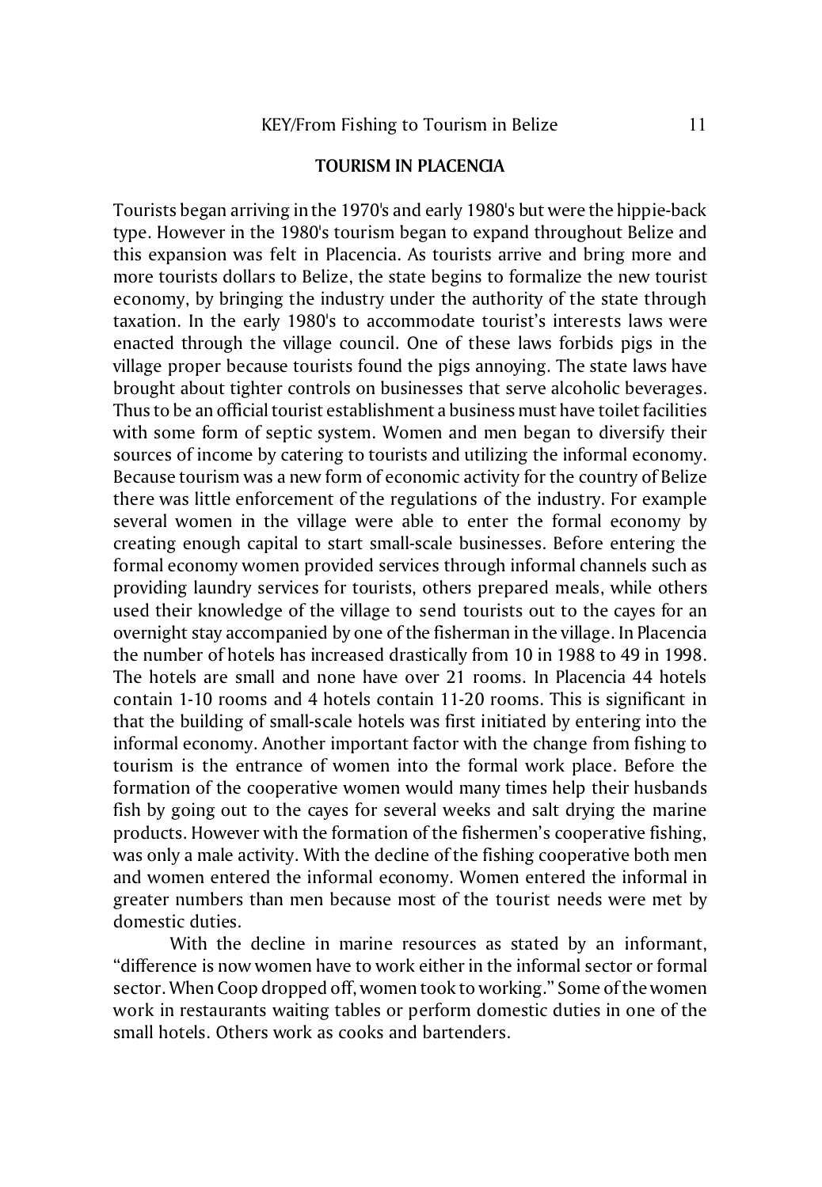## TOURISM IN PLACENCIA

Tourists began arriving in the 1970's and early 1980's but were the hippie-back type. However in the 1980's tourism began to expand throughout Belize and this expansion was felt in Placencia. As tourists arrive and bring more and more tourists dollars to Belize, the state begins to formalize the new tourist economy, by bringing the industry under the authority of the state through taxation. In the early 1980's to accommodate tourist's interests laws were enacted through the village council. One of these laws forbids pigs in the village proper because tourists found the pigs annoying. The state laws have brought about tighter controls on businesses that serve alcoholic beverages. Thus to be an official tourist establishment a business must have toilet facilities with some form of septic system. Women and men began to diversify their sources of income by catering to tourists and utilizing the informal economy. Because tourism was a new form of economic activity for the country of Belize there was little enforcement of the regulations of the industry. For example several women in the village were able to enter the formal economy by creating enough capital to start small-scale businesses. Before entering the formal economy women provided services through informal channels such as providing laundry services for tourists, others prepared meals, while others used their knowledge of the village to send tourists out to the cayes for an overnight stay accompanied by one of the fisherman in the village. In Placencia the number of hotels has increased drastically from 10 in 1988 to 49 in 1998. The hotels are small and none have over 21 rooms. In Placencia 44 hotels contain 1-10 rooms and 4 hotels contain 11-20 rooms. This is significant in that the building of small-scale hotels was first initiated by entering into the informal economy. Another important factor with the change from fishing to tourism is the entrance of women into the formal work place. Before the formation of the cooperative women would many times help their husbands fish by going out to the cayes for several weeks and salt drying the marine products. However with the formation of the fishermen's cooperative fishing, was only a male activity. With the decline of the fishing cooperative both men and women entered the informal economy. Women entered the informal in greater numbers than men because most of the tourist needs were met by domestic duties.

With the decline in marine resources as stated by an informant, "difference is now women have to work either in the informal sector or formal sector. When Coop dropped off, women took to working." Some of the women work in restaurants waiting tables or perform domestic duties in one of the small hotels. Others work as cooks and bartenders.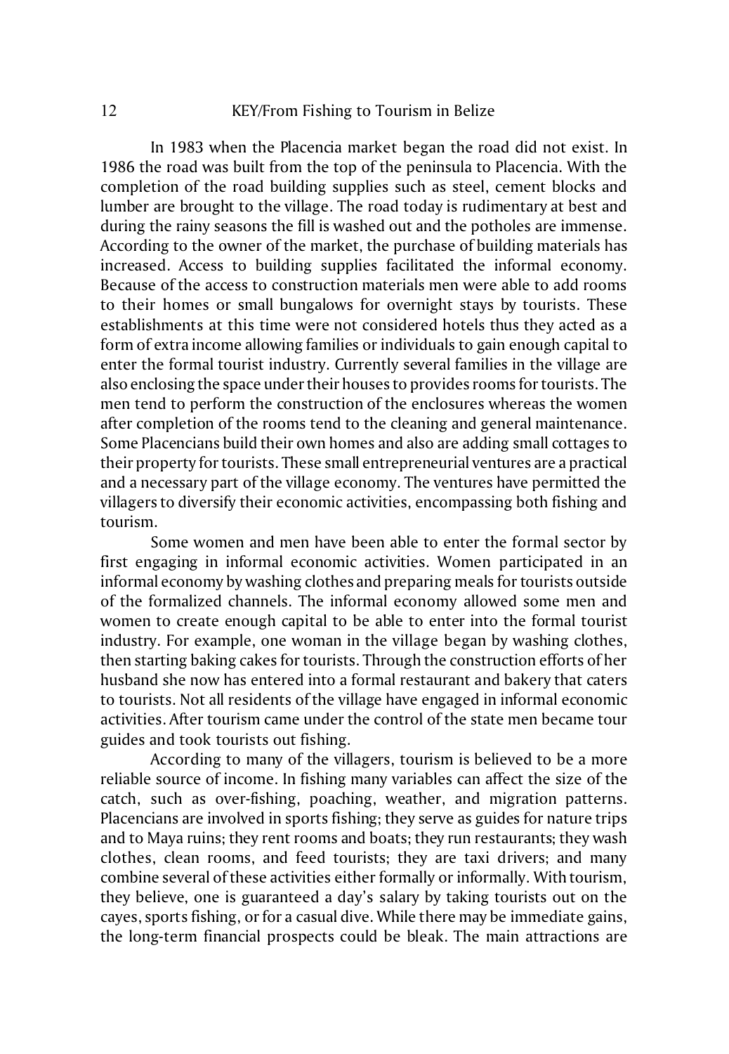In 1983 when the Placencia market began the road did not exist. In 1986 the road was built from the top of the peninsula to Placencia. With the completion of the road building supplies such as steel, cement blocks and lumber are brought to the village. The road today is rudimentary at best and during the rainy seasons the fill is washed out and the potholes are immense. According to the owner of the market, the purchase of building materials has increased. Access to building supplies facilitated the informal economy. Because of the access to construction materials men were able to add rooms to their homes or small bungalows for overnight stays by tourists. These establishments at this time were not considered hotels thus they acted as a form of extra income allowing families or individuals to gain enough capital to enter the formal tourist industry. Currently several families in the village are also enclosing the space under their houses to provides rooms for tourists. The men tend to perform the construction of the enclosures whereas the women after completion of the rooms tend to the cleaning and general maintenance. Some Placencians build their own homes and also are adding small cottages to their property for tourists. These small entrepreneurial ventures are a practical and a necessary part of the village economy. The ventures have permitted the villagers to diversify their economic activities, encompassing both fishing and tourism.

Some women and men have been able to enter the formal sector by first engaging in informal economic activities. Women participated in an informal economy by washing clothes and preparing meals for tourists outside of the formalized channels. The informal economy allowed some men and women to create enough capital to be able to enter into the formal tourist industry. For example, one woman in the village began by washing clothes, then starting baking cakes for tourists. Through the construction efforts of her husband she now has entered into a formal restaurant and bakery that caters to tourists. Not all residents of the village have engaged in informal economic activities. After tourism came under the control of the state men became tour guides and took tourists out fishing.

According to many of the villagers, tourism is believed to be a more reliable source of income. In fishing many variables can affect the size of the catch, such as over-fishing, poaching, weather, and migration patterns. Placencians are involved in sports fishing; they serve as guides for nature trips and to Maya ruins; they rent rooms and boats; they run restaurants; they wash clothes, clean rooms, and feed tourists; they are taxi drivers; and many combine several of these activities either formally or informally. With tourism, they believe, one is guaranteed a day's salary by taking tourists out on the cayes, sports fishing, or for a casual dive. While there may be immediate gains, the long-term financial prospects could be bleak. The main attractions are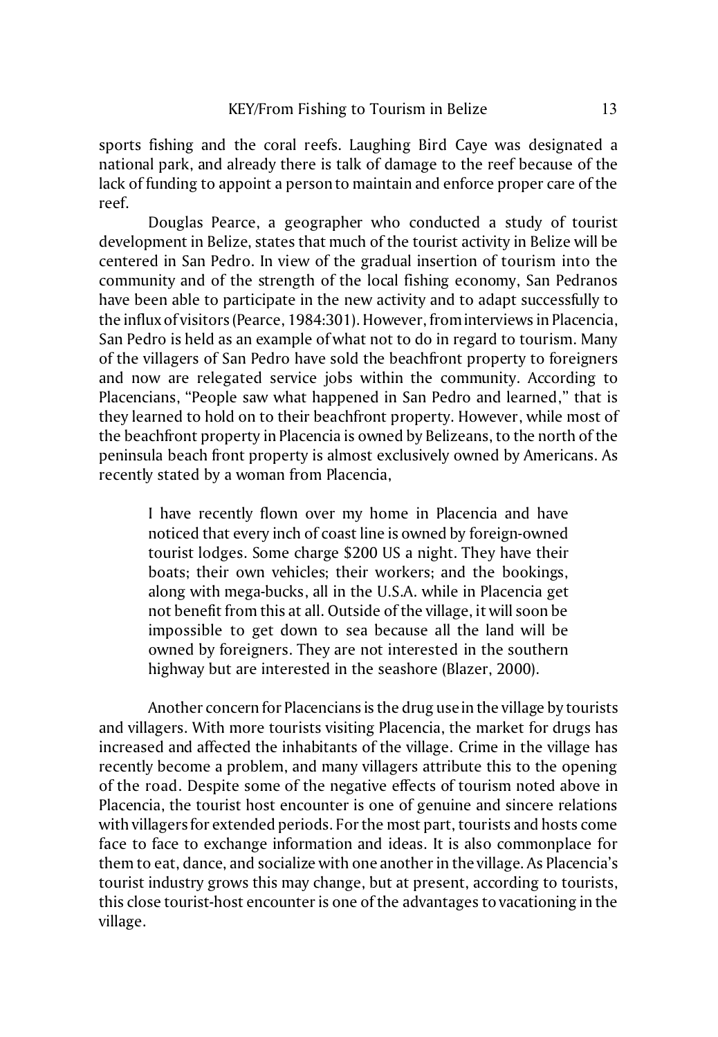sports fishing and the coral reefs. Laughing Bird Caye was designated a national park, and already there is talk of damage to the reef because of the lack of funding to appoint a person to maintain and enforce proper care of the reef.

Douglas Pearce, a geographer who conducted a study of tourist development in Belize, states that much of the tourist activity in Belize will be centered in San Pedro. In view of the gradual insertion of tourism into the community and of the strength of the local fishing economy, San Pedranos have been able to participate in the new activity and to adapt successfully to the influx of visitors (Pearce, 1984:301). However, from interviews in Placencia, San Pedro is held as an example of what not to do in regard to tourism. Many of the villagers of San Pedro have sold the beachfront property to foreigners and now are relegated service jobs within the community. According to Placencians, "People saw what happened in San Pedro and learned," that is they learned to hold on to their beachfront property. However, while most of the beachfront property in Placencia is owned by Belizeans, to the north of the peninsula beach front property is almost exclusively owned by Americans. As recently stated by a woman from Placencia,

> I have recently flown over my home in Placencia and have noticed that every inch of coast line is owned by foreign-owned tourist lodges. Some charge $200 US a night. They have their boats; their own vehicles; their workers; and the bookings, along with mega-bucks, all in the U.S.A. while in Placencia get not benefit from this at all. Outside of the village, it will soon be impossible to get down to sea because all the land will be owned by foreigners. They are not interested in the southern highway but are interested in the seashore (Blazer, 2000).

Another concern for Placencians is the drug use in the village by tourists and villagers. With more tourists visiting Placencia, the market for drugs has increased and affected the inhabitants of the village. Crime in the village has recently become a problem, and many villagers attribute this to the opening of the road. Despite some of the negative effects of tourism noted above in Placencia, the tourist host encounter is one of genuine and sincere relations with villagers for extended periods. For the most part, tourists and hosts come face to face to exchange information and ideas. It is also commonplace for them to eat, dance, and socialize with one another in the village. As Placencia's tourist industry grows this may change, but at present, according to tourists, this close tourist-host encounter is one of the advantages to vacationing in the village.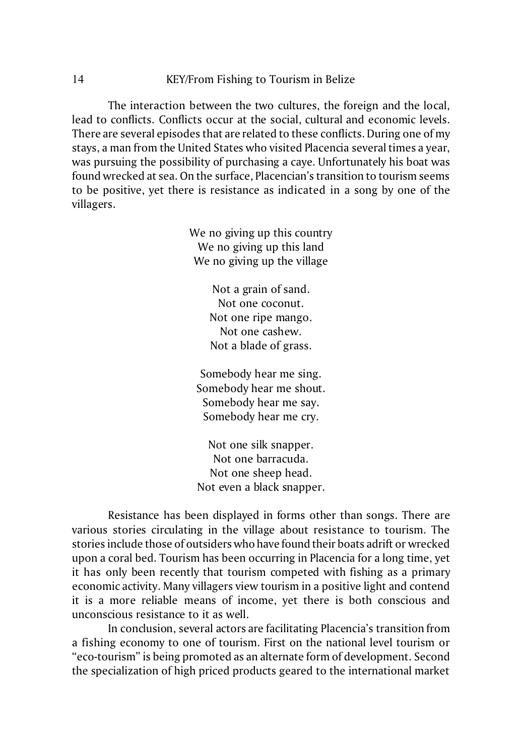The interaction between the two cultures, the foreign and the local, lead to conflicts. Conflicts occur at the social, cultural and economic levels. There are several episodes that are related to these conflicts. During one of my stays, a man from the United States who visited Placencia several times a year, was pursuing the possibility of purchasing a caye. Unfortunately his boat was found wrecked at sea. On the surface, Placencian's transition to tourism seems to be positive, yet there is resistance as indicated in a song by one of the villagers.

> We no giving up this country
> We no giving up this land
> We no giving up the village
>
> Not a grain of sand.
> Not one coconut.
> Not one ripe mango.
> Not one cashew.
> Not a blade of grass.
>
> Somebody hear me sing.
> Somebody hear me shout.
> Somebody hear me say.
> Somebody hear me cry.
>
> Not one silk snapper.
> Not one barracuda.
> Not one sheep head.
> Not even a black snapper.

Resistance has been displayed in forms other than songs. There are various stories circulating in the village about resistance to tourism. The stories include those of outsiders who have found their boats adrift or wrecked upon a coral bed. Tourism has been occurring in Placencia for a long time, yet it has only been recently that tourism competed with fishing as a primary economic activity. Many villagers view tourism in a positive light and contend it is a more reliable means of income, yet there is both conscious and unconscious resistance to it as well.

In conclusion, several actors are facilitating Placencia's transition from a fishing economy to one of tourism. First on the national level tourism or "eco-tourism" is being promoted as an alternate form of development. Second the specialization of high priced products geared to the international market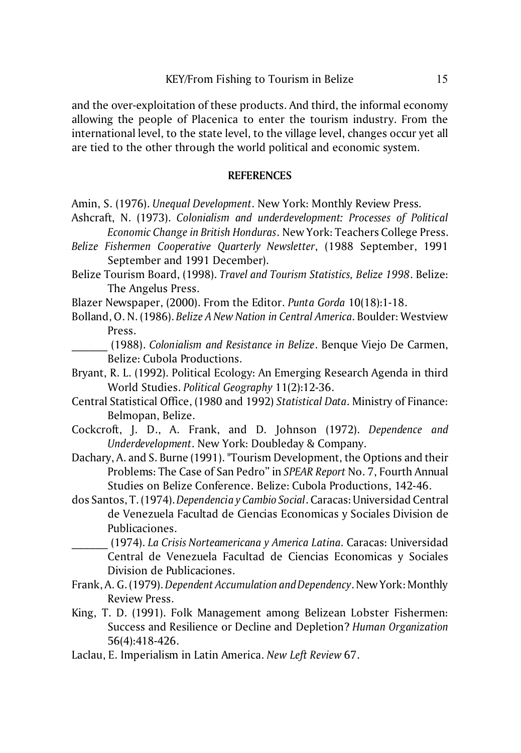and the over-exploitation of these products. And third, the informal economy allowing the people of Placenica to enter the tourism industry. From the international level, to the state level, to the village level, changes occur yet all are tied to the other through the world political and economic system.

## REFERENCES

Amin, S. (1976). *Unequal Development*. New York: Monthly Review Press.

Ashcraft, N. (1973). *Colonialism and underdevelopment: Processes of Political Economic Change in British Honduras*. New York: Teachers College Press.

*Belize Fishermen Cooperative Quarterly Newsletter*, (1988 September, 1991 September and 1991 December).

Belize Tourism Board, (1998). *Travel and Tourism Statistics, Belize 1998*. Belize: The Angelus Press.

Blazer Newspaper, (2000). From the Editor. *Punta Gorda* 10(18):1-18.

Bolland, O. N. (1986). *Belize A New Nation in Central America*. Boulder: Westview Press.

______ (1988). *Colonialism and Resistance in Belize*. Benque Viejo De Carmen, Belize: Cubola Productions.

Bryant, R. L. (1992). Political Ecology: An Emerging Research Agenda in third World Studies. *Political Geography* 11(2):12-36.

Central Statistical Office, (1980 and 1992) *Statistical Data*. Ministry of Finance: Belmopan, Belize.

Cockcroft, J. D., A. Frank, and D. Johnson (1972). *Dependence and Underdevelopment*. New York: Doubleday & Company.

Dachary, A. and S. Burne (1991). "Tourism Development, the Options and their Problems: The Case of San Pedro" in *SPEAR Report* No. 7, Fourth Annual Studies on Belize Conference. Belize: Cubola Productions, 142-46.

dos Santos, T. (1974). *Dependencia y Cambio Social*. Caracas: Universidad Central de Venezuela Facultad de Ciencias Economicas y Sociales Division de Publicaciones.

______ (1974). *La Crisis Norteamericana y America Latina*. Caracas: Universidad Central de Venezuela Facultad de Ciencias Economicas y Sociales Division de Publicaciones.

Frank, A. G. (1979). *Dependent Accumulation and Dependency*. New York: Monthly Review Press.

King, T. D. (1991). Folk Management among Belizean Lobster Fishermen: Success and Resilience or Decline and Depletion? *Human Organization* 56(4):418-426.

Laclau, E. Imperialism in Latin America. *New Left Review* 67.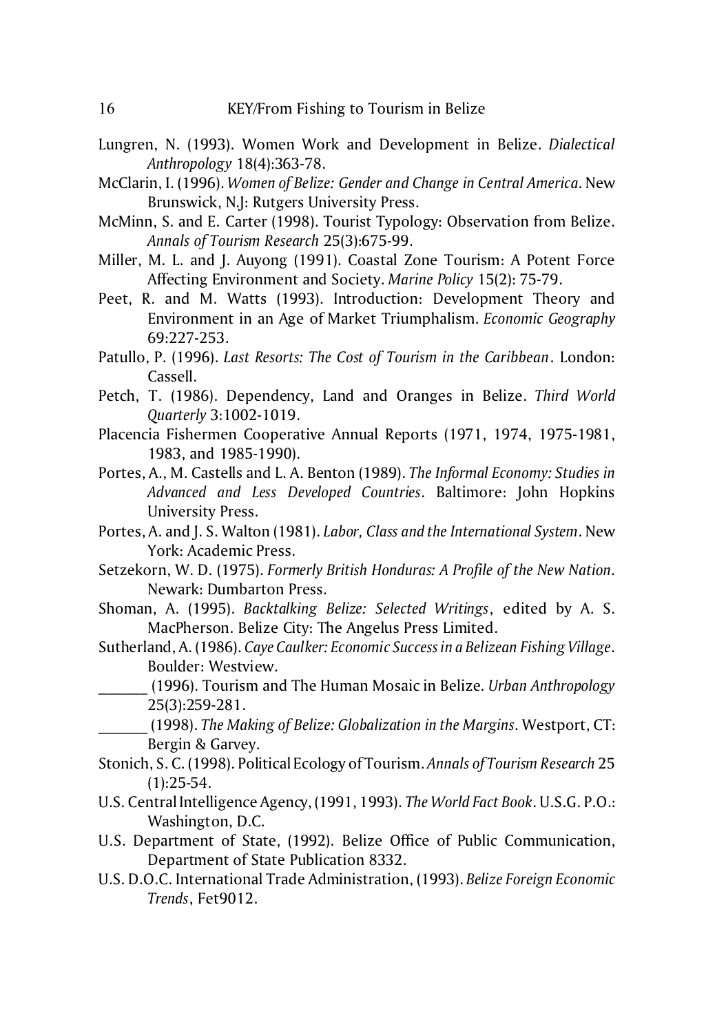Lungren, N. (1993). Women Work and Development in Belize. *Dialectical Anthropology* 18(4):363-78.

McClarin, I. (1996). *Women of Belize: Gender and Change in Central America*. New Brunswick, N.J: Rutgers University Press.

McMinn, S. and E. Carter (1998). Tourist Typology: Observation from Belize. *Annals of Tourism Research* 25(3):675-99.

Miller, M. L. and J. Auyong (1991). Coastal Zone Tourism: A Potent Force Affecting Environment and Society. *Marine Policy* 15(2): 75-79.

Peet, R. and M. Watts (1993). Introduction: Development Theory and Environment in an Age of Market Triumphalism. *Economic Geography* 69:227-253.

Patullo, P. (1996). *Last Resorts: The Cost of Tourism in the Caribbean*. London: Cassell.

Petch, T. (1986). Dependency, Land and Oranges in Belize. *Third World Quarterly* 3:1002-1019.

Placencia Fishermen Cooperative Annual Reports (1971, 1974, 1975-1981, 1983, and 1985-1990).

Portes, A., M. Castells and L. A. Benton (1989). *The Informal Economy: Studies in Advanced and Less Developed Countries*. Baltimore: John Hopkins University Press.

Portes, A. and J. S. Walton (1981). *Labor, Class and the International System*. New York: Academic Press.

Setzekorn, W. D. (1975). *Formerly British Honduras: A Profile of the New Nation*. Newark: Dumbarton Press.

Shoman, A. (1995). *Backtalking Belize: Selected Writings*, edited by A. S. MacPherson. Belize City: The Angelus Press Limited.

Sutherland, A. (1986). *Caye Caulker: Economic Success in a Belizean Fishing Village*. Boulder: Westview.

______ (1996). Tourism and The Human Mosaic in Belize. *Urban Anthropology* 25(3):259-281.

______ (1998). *The Making of Belize: Globalization in the Margins*. Westport, CT: Bergin & Garvey.

Stonich, S. C. (1998). Political Ecology of Tourism. *Annals of Tourism Research* 25 (1):25-54.

U.S. Central Intelligence Agency, (1991, 1993). *The World Fact Book*. U.S.G. P.O.: Washington, D.C.

U.S. Department of State, (1992). Belize Office of Public Communication, Department of State Publication 8332.

U.S. D.O.C. International Trade Administration, (1993). *Belize Foreign Economic Trends*, Fet9012.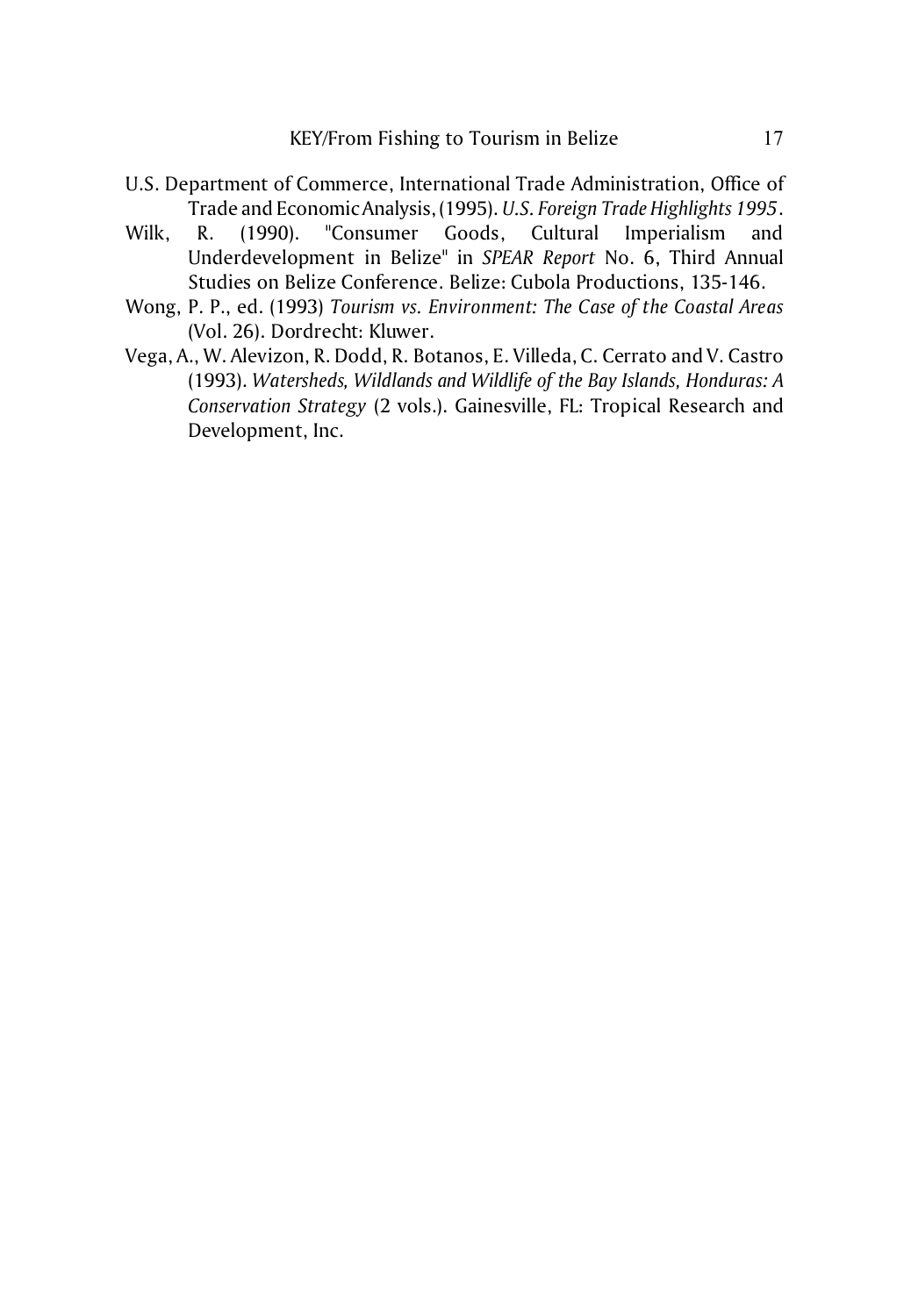U.S. Department of Commerce, International Trade Administration, Office of Trade and Economic Analysis, (1995). *U.S. Foreign Trade Highlights 1995*.

Wilk, R. (1990). "Consumer Goods, Cultural Imperialism and Underdevelopment in Belize" in *SPEAR Report* No. 6, Third Annual Studies on Belize Conference. Belize: Cubola Productions, 135-146.

Wong, P. P., ed. (1993) *Tourism vs. Environment: The Case of the Coastal Areas* (Vol. 26). Dordrecht: Kluwer.

Vega, A., W. Alevizon, R. Dodd, R. Botanos, E. Villeda, C. Cerrato and V. Castro (1993). *Watersheds, Wildlands and Wildlife of the Bay Islands, Honduras: A Conservation Strategy* (2 vols.). Gainesville, FL: Tropical Research and Development, Inc.